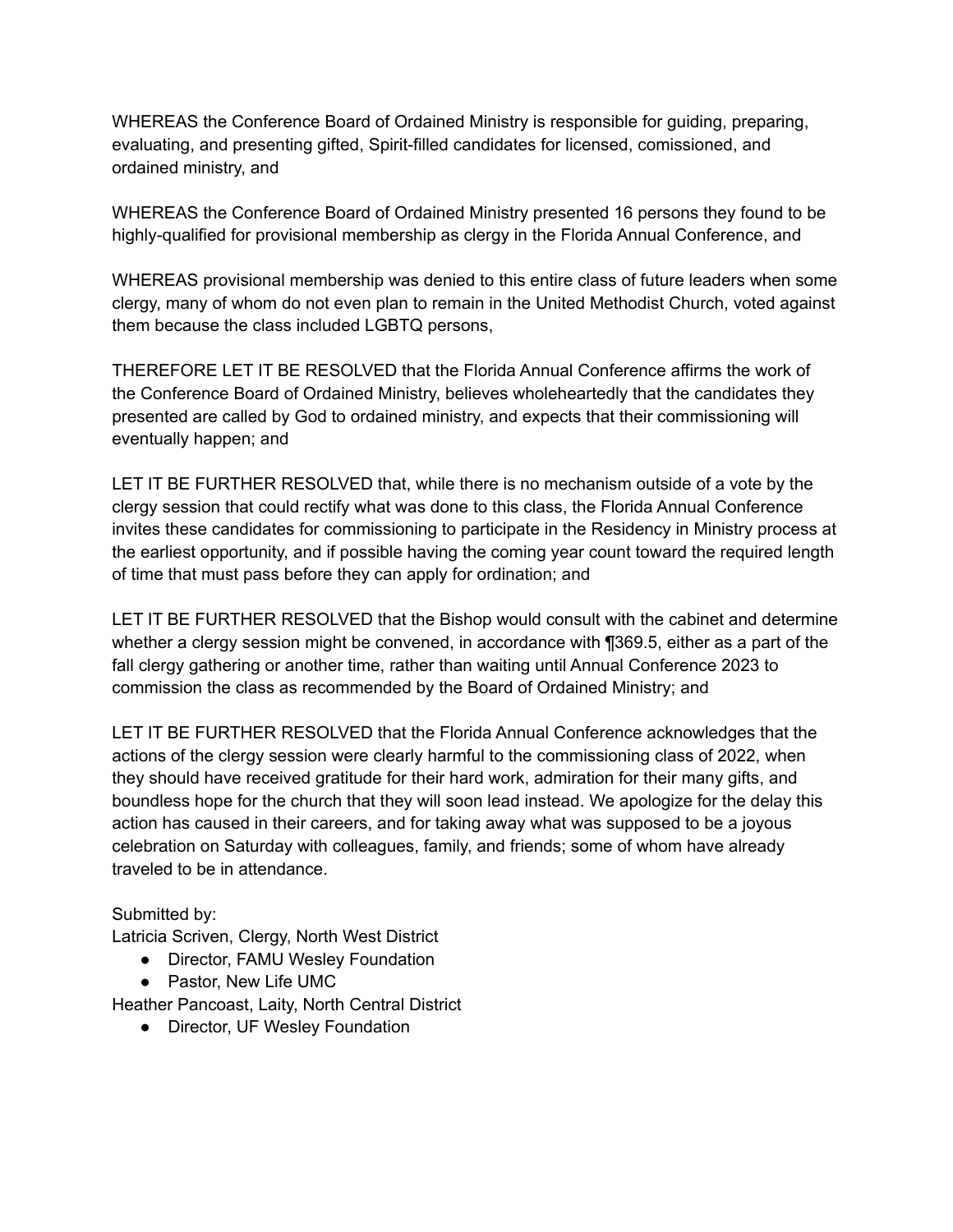WHEREAS the Conference Board of Ordained Ministry is responsible for guiding, preparing, evaluating, and presenting gifted, Spirit-filled candidates for licensed, comissioned, and ordained ministry, and

WHEREAS the Conference Board of Ordained Ministry presented 16 persons they found to be highly-qualified for provisional membership as clergy in the Florida Annual Conference, and

WHEREAS provisional membership was denied to this entire class of future leaders when some clergy, many of whom do not even plan to remain in the United Methodist Church, voted against them because the class included LGBTQ persons,

THEREFORE LET IT BE RESOLVED that the Florida Annual Conference affirms the work of the Conference Board of Ordained Ministry, believes wholeheartedly that the candidates they presented are called by God to ordained ministry, and expects that their commissioning will eventually happen; and

LET IT BE FURTHER RESOLVED that, while there is no mechanism outside of a vote by the clergy session that could rectify what was done to this class, the Florida Annual Conference invites these candidates for commissioning to participate in the Residency in Ministry process at the earliest opportunity, and if possible having the coming year count toward the required length of time that must pass before they can apply for ordination; and

LET IT BE FURTHER RESOLVED that the Bishop would consult with the cabinet and determine whether a clergy session might be convened, in accordance with ¶369.5, either as a part of the fall clergy gathering or another time, rather than waiting until Annual Conference 2023 to commission the class as recommended by the Board of Ordained Ministry; and

LET IT BE FURTHER RESOLVED that the Florida Annual Conference acknowledges that the actions of the clergy session were clearly harmful to the commissioning class of 2022, when they should have received gratitude for their hard work, admiration for their many gifts, and boundless hope for the church that they will soon lead instead. We apologize for the delay this action has caused in their careers, and for taking away what was supposed to be a joyous celebration on Saturday with colleagues, family, and friends; some of whom have already traveled to be in attendance.

Submitted by:
Latricia Scriven, Clergy, North West District

- Director, FAMU Wesley Foundation
- Pastor, New Life UMC

Heather Pancoast, Laity, North Central District

- Director, UF Wesley Foundation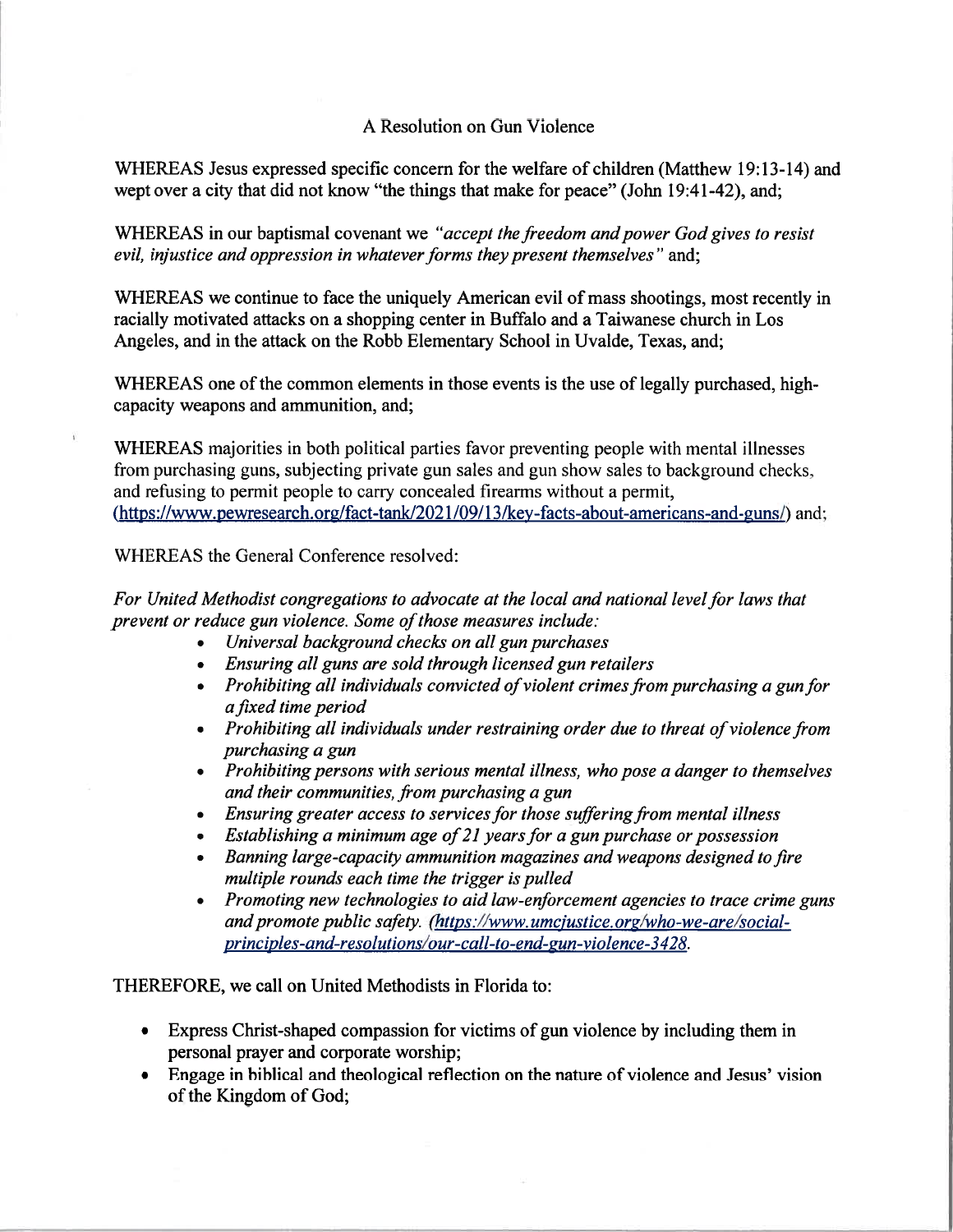# A Resolution on Gun Violence

WHEREAS Jesus expressed specific concern for the welfare of children (Matthew 19:13-14) and wept over a city that did not know "the things that make for peace" (John 19:41-42), and;

WHEREAS in our baptismal covenant we *"accept the freedom and power God gives to resist evil, injustice and oppression in whatever forms they present themselves"* and;

WHEREAS we continue to face the uniquely American evil of mass shootings, most recently in racially motivated attacks on a shopping center in Buffalo and a Taiwanese church in Los Angeles, and in the attack on the Robb Elementary School in Uvalde, Texas, and;

WHEREAS one of the common elements in those events is the use of legally purchased, high-capacity weapons and ammunition, and;

WHEREAS majorities in both political parties favor preventing people with mental illnesses from purchasing guns, subjecting private gun sales and gun show sales to background checks, and refusing to permit people to carry concealed firearms without a permit, (https://www.pewresearch.org/fact-tank/2021/09/13/key-facts-about-americans-and-guns/) and;

WHEREAS the General Conference resolved:

*For United Methodist congregations to advocate at the local and national level for laws that prevent or reduce gun violence. Some of those measures include:*

- *Universal background checks on all gun purchases*
- *Ensuring all guns are sold through licensed gun retailers*
- *Prohibiting all individuals convicted of violent crimes from purchasing a gun for a fixed time period*
- *Prohibiting all individuals under restraining order due to threat of violence from purchasing a gun*
- *Prohibiting persons with serious mental illness, who pose a danger to themselves and their communities, from purchasing a gun*
- *Ensuring greater access to services for those suffering from mental illness*
- *Establishing a minimum age of 21 years for a gun purchase or possession*
- *Banning large-capacity ammunition magazines and weapons designed to fire multiple rounds each time the trigger is pulled*
- *Promoting new technologies to aid law-enforcement agencies to trace crime guns and promote public safety. (https://www.umcjustice.org/who-we-are/social-principles-and-resolutions/our-call-to-end-gun-violence-3428.*

THEREFORE, we call on United Methodists in Florida to:

- Express Christ-shaped compassion for victims of gun violence by including them in personal prayer and corporate worship;
- Engage in biblical and theological reflection on the nature of violence and Jesus' vision of the Kingdom of God;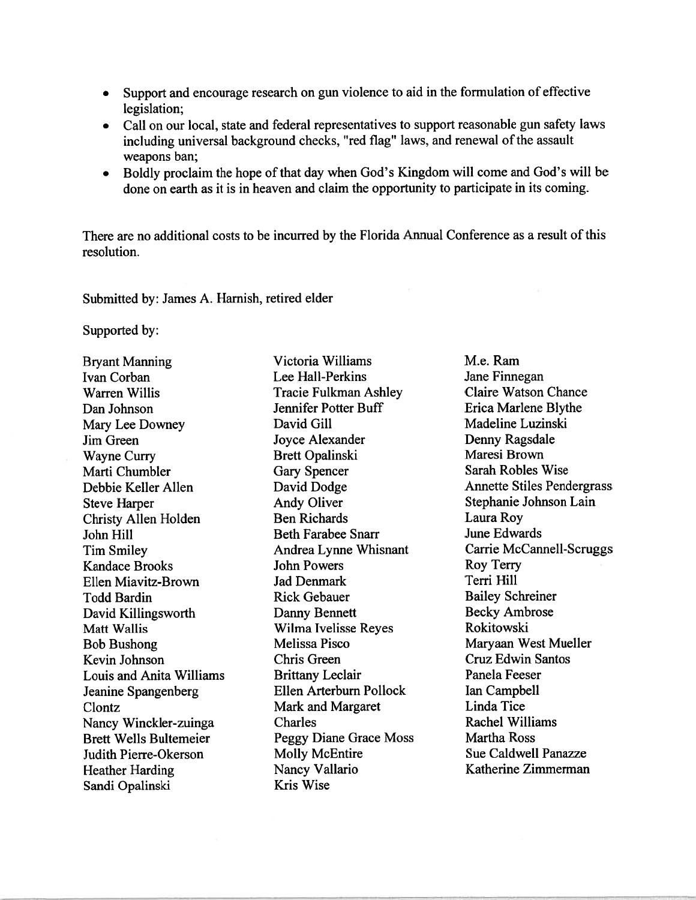- Support and encourage research on gun violence to aid in the formulation of effective legislation;
- Call on our local, state and federal representatives to support reasonable gun safety laws including universal background checks, "red flag" laws, and renewal of the assault weapons ban;
- Boldly proclaim the hope of that day when God's Kingdom will come and God's will be done on earth as it is in heaven and claim the opportunity to participate in its coming.

There are no additional costs to be incurred by the Florida Annual Conference as a result of this resolution.

Submitted by: James A. Harnish, retired elder

Supported by:

Bryant Manning
Ivan Corban
Warren Willis
Dan Johnson
Mary Lee Downey
Jim Green
Wayne Curry
Marti Chumbler
Debbie Keller Allen
Steve Harper
Christy Allen Holden
John Hill
Tim Smiley
Kandace Brooks
Ellen Miavitz-Brown
Todd Bardin
David Killingsworth
Matt Wallis
Bob Bushong
Kevin Johnson
Louis and Anita Williams
Jeanine Spangenberg Clontz
Nancy Winckler-zuinga
Brett Wells Bultemeier
Judith Pierre-Okerson
Heather Harding
Sandi Opalinski
Victoria Williams
Lee Hall-Perkins
Tracie Fulkman Ashley
Jennifer Potter Buff
David Gill
Joyce Alexander
Brett Opalinski
Gary Spencer
David Dodge
Andy Oliver
Ben Richards
Beth Farabee Snarr
Andrea Lynne Whisnant
John Powers
Jad Denmark
Rick Gebauer
Danny Bennett
Wilma Ivelisse Reyes
Melissa Pisco
Chris Green
Brittany Leclair
Ellen Arterburn Pollock
Mark and Margaret Charles
Peggy Diane Grace Moss
Molly McEntire
Nancy Vallario
Kris Wise
M.e. Ram
Jane Finnegan
Claire Watson Chance
Erica Marlene Blythe
Madeline Luzinski
Denny Ragsdale
Maresi Brown
Sarah Robles Wise
Annette Stiles Pendergrass
Stephanie Johnson Lain
Laura Roy
June Edwards
Carrie McCannell-Scruggs
Roy Terry
Terri Hill
Bailey Schreiner
Becky Ambrose
Rokitowski
Maryaan West Mueller
Cruz Edwin Santos
Panela Feeser
Ian Campbell
Linda Tice
Rachel Williams
Martha Ross
Sue Caldwell Panazze
Katherine Zimmerman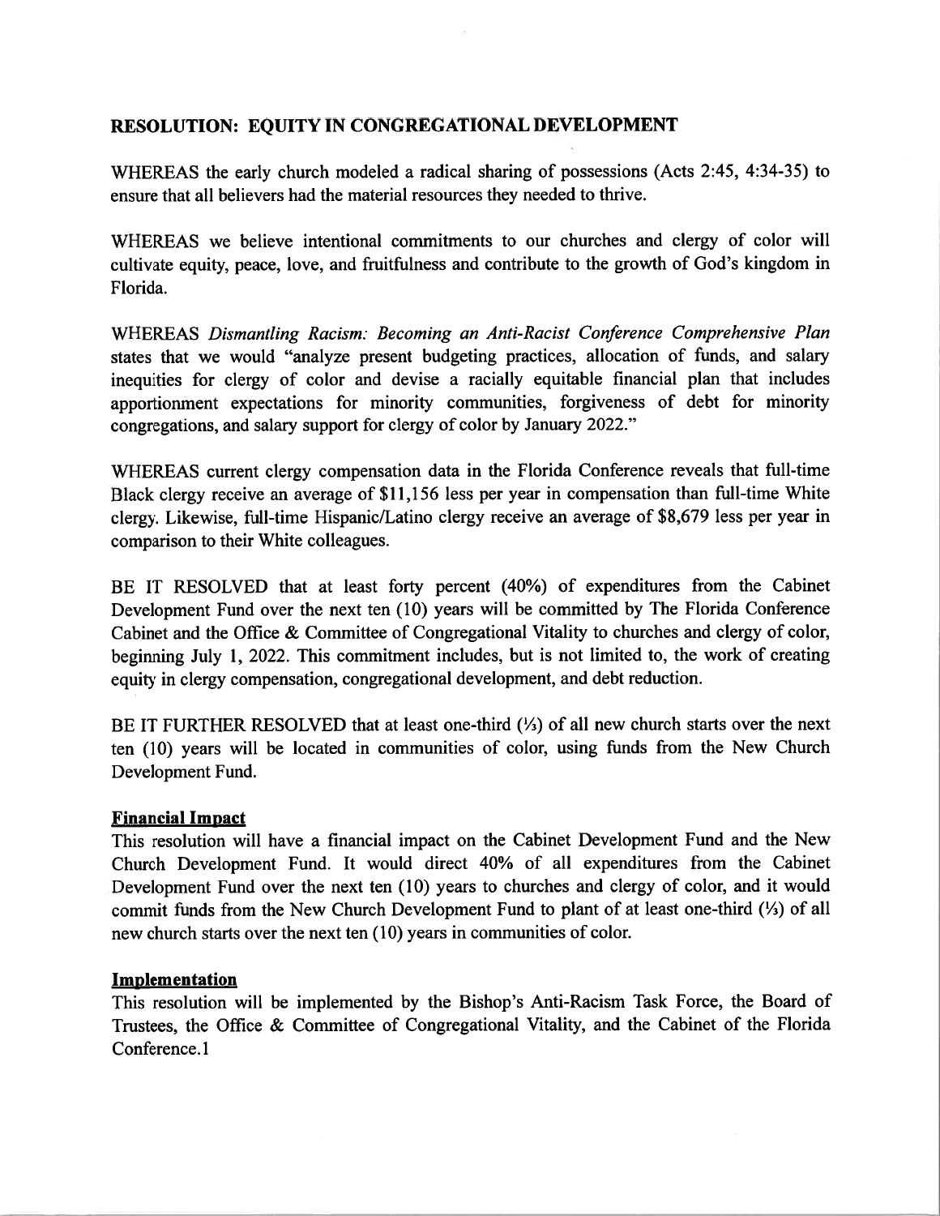## RESOLUTION: EQUITY IN CONGREGATIONAL DEVELOPMENT

WHEREAS the early church modeled a radical sharing of possessions (Acts 2:45, 4:34-35) to ensure that all believers had the material resources they needed to thrive.

WHEREAS we believe intentional commitments to our churches and clergy of color will cultivate equity, peace, love, and fruitfulness and contribute to the growth of God's kingdom in Florida.

WHEREAS *Dismantling Racism: Becoming an Anti-Racist Conference Comprehensive Plan* states that we would "analyze present budgeting practices, allocation of funds, and salary inequities for clergy of color and devise a racially equitable financial plan that includes apportionment expectations for minority communities, forgiveness of debt for minority congregations, and salary support for clergy of color by January 2022."

WHEREAS current clergy compensation data in the Florida Conference reveals that full-time Black clergy receive an average of $11,156 less per year in compensation than full-time White clergy. Likewise, full-time Hispanic/Latino clergy receive an average of $8,679 less per year in comparison to their White colleagues.

BE IT RESOLVED that at least forty percent (40%) of expenditures from the Cabinet Development Fund over the next ten (10) years will be committed by The Florida Conference Cabinet and the Office & Committee of Congregational Vitality to churches and clergy of color, beginning July 1, 2022. This commitment includes, but is not limited to, the work of creating equity in clergy compensation, congregational development, and debt reduction.

BE IT FURTHER RESOLVED that at least one-third (⅓) of all new church starts over the next ten (10) years will be located in communities of color, using funds from the New Church Development Fund.

**Financial Impact**

This resolution will have a financial impact on the Cabinet Development Fund and the New Church Development Fund. It would direct 40% of all expenditures from the Cabinet Development Fund over the next ten (10) years to churches and clergy of color, and it would commit funds from the New Church Development Fund to plant of at least one-third (⅓) of all new church starts over the next ten (10) years in communities of color.

**Implementation**

This resolution will be implemented by the Bishop's Anti-Racism Task Force, the Board of Trustees, the Office & Committee of Congregational Vitality, and the Cabinet of the Florida Conference.1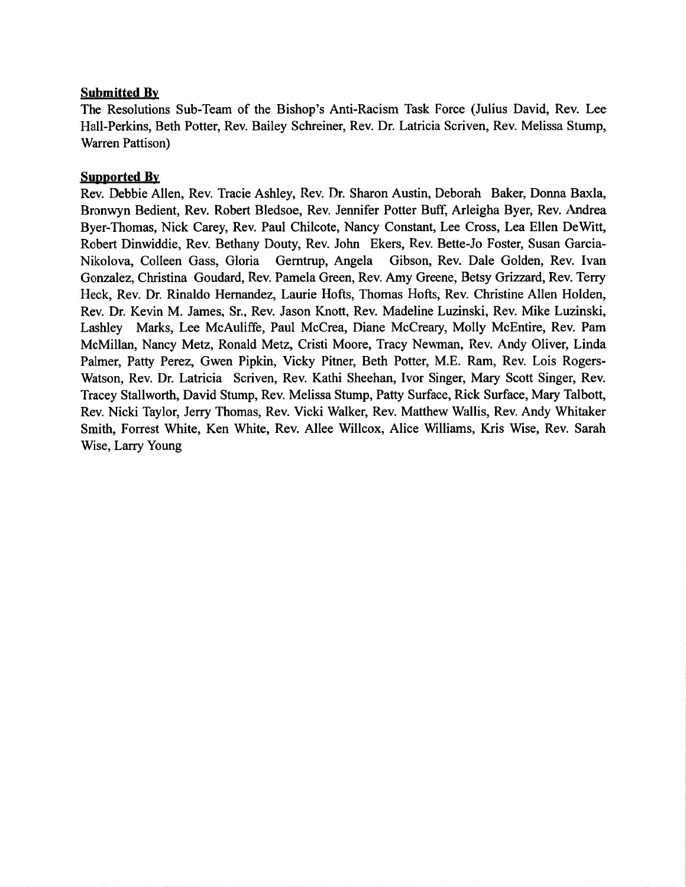**Submitted By**

The Resolutions Sub-Team of the Bishop's Anti-Racism Task Force (Julius David, Rev. Lee Hall-Perkins, Beth Potter, Rev. Bailey Schreiner, Rev. Dr. Latricia Scriven, Rev. Melissa Stump, Warren Pattison)

**Supported By**

Rev. Debbie Allen, Rev. Tracie Ashley, Rev. Dr. Sharon Austin, Deborah Baker, Donna Baxla, Bronwyn Bedient, Rev. Robert Bledsoe, Rev. Jennifer Potter Buff, Arleigha Byer, Rev. Andrea Byer-Thomas, Nick Carey, Rev. Paul Chilcote, Nancy Constant, Lee Cross, Lea Ellen DeWitt, Robert Dinwiddie, Rev. Bethany Douty, Rev. John Ekers, Rev. Bette-Jo Foster, Susan Garcia-Nikolova, Colleen Gass, Gloria Gerntrup, Angela Gibson, Rev. Dale Golden, Rev. Ivan Gonzalez, Christina Goudard, Rev. Pamela Green, Rev. Amy Greene, Betsy Grizzard, Rev. Terry Heck, Rev. Dr. Rinaldo Hernandez, Laurie Hofts, Thomas Hofts, Rev. Christine Allen Holden, Rev. Dr. Kevin M. James, Sr., Rev. Jason Knott, Rev. Madeline Luzinski, Rev. Mike Luzinski, Lashley Marks, Lee McAuliffe, Paul McCrea, Diane McCreary, Molly McEntire, Rev. Pam McMillan, Nancy Metz, Ronald Metz, Cristi Moore, Tracy Newman, Rev. Andy Oliver, Linda Palmer, Patty Perez, Gwen Pipkin, Vicky Pitner, Beth Potter, M.E. Ram, Rev. Lois Rogers-Watson, Rev. Dr. Latricia Scriven, Rev. Kathi Sheehan, Ivor Singer, Mary Scott Singer, Rev. Tracey Stallworth, David Stump, Rev. Melissa Stump, Patty Surface, Rick Surface, Mary Talbott, Rev. Nicki Taylor, Jerry Thomas, Rev. Vicki Walker, Rev. Matthew Wallis, Rev. Andy Whitaker Smith, Forrest White, Ken White, Rev. Allee Willcox, Alice Williams, Kris Wise, Rev. Sarah Wise, Larry Young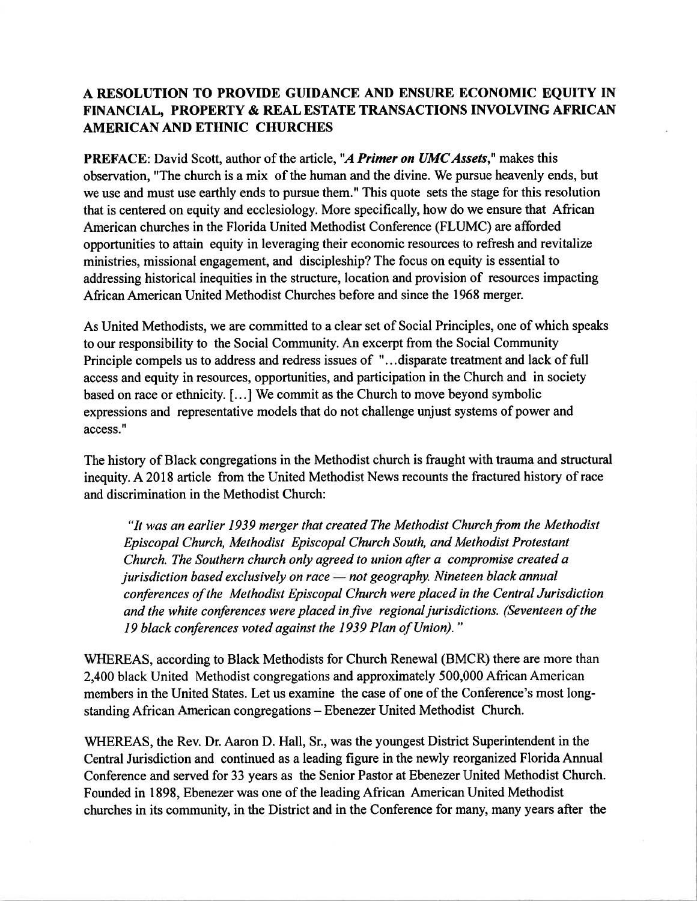## A RESOLUTION TO PROVIDE GUIDANCE AND ENSURE ECONOMIC EQUITY IN FINANCIAL, PROPERTY & REAL ESTATE TRANSACTIONS INVOLVING AFRICAN AMERICAN AND ETHNIC CHURCHES

**PREFACE**: David Scott, author of the article, "***A Primer on UMC Assets***," makes this observation, "The church is a mix of the human and the divine. We pursue heavenly ends, but we use and must use earthly ends to pursue them." This quote sets the stage for this resolution that is centered on equity and ecclesiology. More specifically, how do we ensure that African American churches in the Florida United Methodist Conference (FLUMC) are afforded opportunities to attain equity in leveraging their economic resources to refresh and revitalize ministries, missional engagement, and discipleship? The focus on equity is essential to addressing historical inequities in the structure, location and provision of resources impacting African American United Methodist Churches before and since the 1968 merger.

As United Methodists, we are committed to a clear set of Social Principles, one of which speaks to our responsibility to the Social Community. An excerpt from the Social Community Principle compels us to address and redress issues of "...disparate treatment and lack of full access and equity in resources, opportunities, and participation in the Church and in society based on race or ethnicity. [...] We commit as the Church to move beyond symbolic expressions and representative models that do not challenge unjust systems of power and access."

The history of Black congregations in the Methodist church is fraught with trauma and structural inequity. A 2018 article from the United Methodist News recounts the fractured history of race and discrimination in the Methodist Church:

> *"It was an earlier 1939 merger that created The Methodist Church from the Methodist Episcopal Church, Methodist Episcopal Church South, and Methodist Protestant Church. The Southern church only agreed to union after a compromise created a jurisdiction based exclusively on race — not geography. Nineteen black annual conferences of the Methodist Episcopal Church were placed in the Central Jurisdiction and the white conferences were placed in five regional jurisdictions. (Seventeen of the 19 black conferences voted against the 1939 Plan of Union)."*

WHEREAS, according to Black Methodists for Church Renewal (BMCR) there are more than 2,400 black United Methodist congregations and approximately 500,000 African American members in the United States. Let us examine the case of one of the Conference's most long-standing African American congregations – Ebenezer United Methodist Church.

WHEREAS, the Rev. Dr. Aaron D. Hall, Sr., was the youngest District Superintendent in the Central Jurisdiction and continued as a leading figure in the newly reorganized Florida Annual Conference and served for 33 years as the Senior Pastor at Ebenezer United Methodist Church. Founded in 1898, Ebenezer was one of the leading African American United Methodist churches in its community, in the District and in the Conference for many, many years after the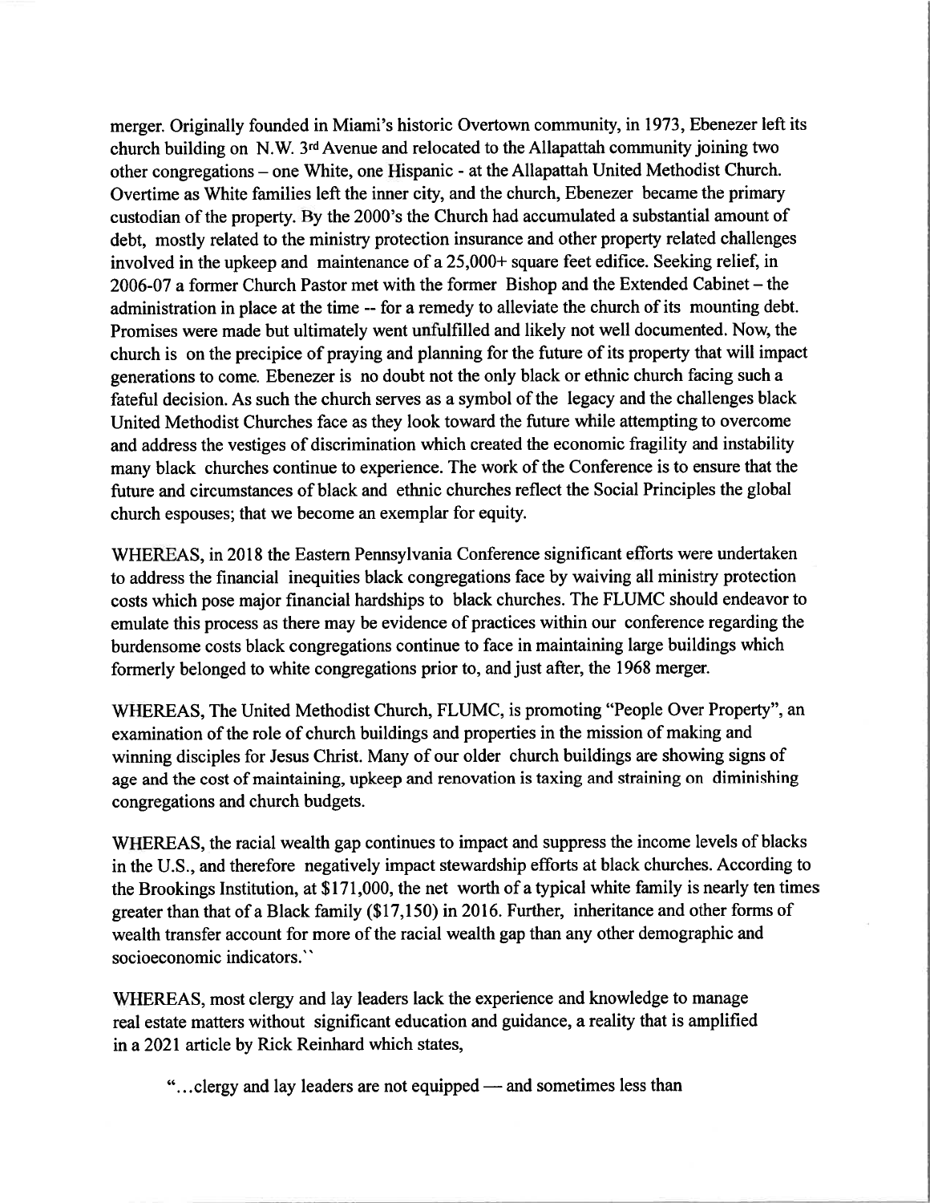merger. Originally founded in Miami's historic Overtown community, in 1973, Ebenezer left its church building on N.W. 3rd Avenue and relocated to the Allapattah community joining two other congregations – one White, one Hispanic - at the Allapattah United Methodist Church. Overtime as White families left the inner city, and the church, Ebenezer became the primary custodian of the property. By the 2000's the Church had accumulated a substantial amount of debt, mostly related to the ministry protection insurance and other property related challenges involved in the upkeep and maintenance of a 25,000+ square feet edifice. Seeking relief, in 2006-07 a former Church Pastor met with the former Bishop and the Extended Cabinet – the administration in place at the time -- for a remedy to alleviate the church of its mounting debt. Promises were made but ultimately went unfulfilled and likely not well documented. Now, the church is on the precipice of praying and planning for the future of its property that will impact generations to come. Ebenezer is no doubt not the only black or ethnic church facing such a fateful decision. As such the church serves as a symbol of the legacy and the challenges black United Methodist Churches face as they look toward the future while attempting to overcome and address the vestiges of discrimination which created the economic fragility and instability many black churches continue to experience. The work of the Conference is to ensure that the future and circumstances of black and ethnic churches reflect the Social Principles the global church espouses; that we become an exemplar for equity.

WHEREAS, in 2018 the Eastern Pennsylvania Conference significant efforts were undertaken to address the financial inequities black congregations face by waiving all ministry protection costs which pose major financial hardships to black churches. The FLUMC should endeavor to emulate this process as there may be evidence of practices within our conference regarding the burdensome costs black congregations continue to face in maintaining large buildings which formerly belonged to white congregations prior to, and just after, the 1968 merger.

WHEREAS, The United Methodist Church, FLUMC, is promoting "People Over Property", an examination of the role of church buildings and properties in the mission of making and winning disciples for Jesus Christ. Many of our older church buildings are showing signs of age and the cost of maintaining, upkeep and renovation is taxing and straining on diminishing congregations and church budgets.

WHEREAS, the racial wealth gap continues to impact and suppress the income levels of blacks in the U.S., and therefore negatively impact stewardship efforts at black churches. According to the Brookings Institution, at $171,000, the net worth of a typical white family is nearly ten times greater than that of a Black family ($17,150) in 2016. Further, inheritance and other forms of wealth transfer account for more of the racial wealth gap than any other demographic and socioeconomic indicators.``

WHEREAS, most clergy and lay leaders lack the experience and knowledge to manage real estate matters without significant education and guidance, a reality that is amplified in a 2021 article by Rick Reinhard which states,

> "...clergy and lay leaders are not equipped — and sometimes less than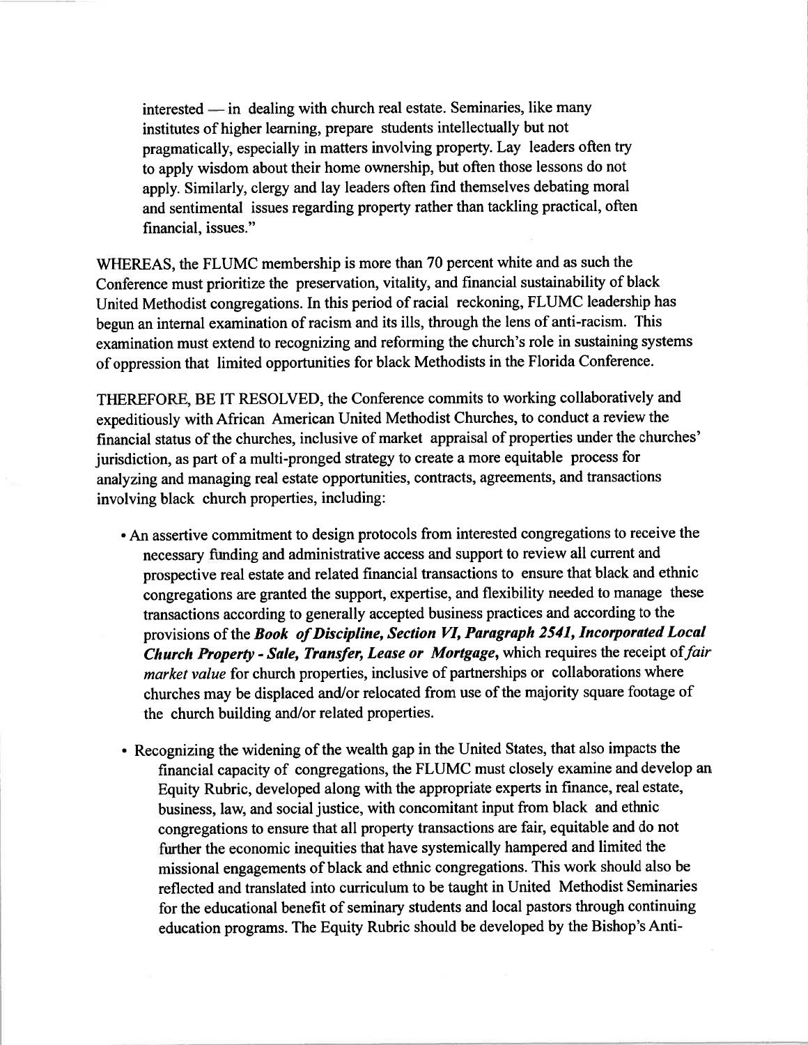interested — in dealing with church real estate. Seminaries, like many institutes of higher learning, prepare students intellectually but not pragmatically, especially in matters involving property. Lay leaders often try to apply wisdom about their home ownership, but often those lessons do not apply. Similarly, clergy and lay leaders often find themselves debating moral and sentimental issues regarding property rather than tackling practical, often financial, issues."

WHEREAS, the FLUMC membership is more than 70 percent white and as such the Conference must prioritize the preservation, vitality, and financial sustainability of black United Methodist congregations. In this period of racial reckoning, FLUMC leadership has begun an internal examination of racism and its ills, through the lens of anti-racism. This examination must extend to recognizing and reforming the church's role in sustaining systems of oppression that limited opportunities for black Methodists in the Florida Conference.

THEREFORE, BE IT RESOLVED, the Conference commits to working collaboratively and expeditiously with African American United Methodist Churches, to conduct a review the financial status of the churches, inclusive of market appraisal of properties under the churches' jurisdiction, as part of a multi-pronged strategy to create a more equitable process for analyzing and managing real estate opportunities, contracts, agreements, and transactions involving black church properties, including:

- An assertive commitment to design protocols from interested congregations to receive the necessary funding and administrative access and support to review all current and prospective real estate and related financial transactions to ensure that black and ethnic congregations are granted the support, expertise, and flexibility needed to manage these transactions according to generally accepted business practices and according to the provisions of the ***Book of Discipline, Section VI, Paragraph 2541, Incorporated Local Church Property - Sale, Transfer, Lease or Mortgage***, which requires the receipt of *fair market value* for church properties, inclusive of partnerships or collaborations where churches may be displaced and/or relocated from use of the majority square footage of the church building and/or related properties.

- Recognizing the widening of the wealth gap in the United States, that also impacts the financial capacity of congregations, the FLUMC must closely examine and develop an Equity Rubric, developed along with the appropriate experts in finance, real estate, business, law, and social justice, with concomitant input from black and ethnic congregations to ensure that all property transactions are fair, equitable and do not further the economic inequities that have systemically hampered and limited the missional engagements of black and ethnic congregations. This work should also be reflected and translated into curriculum to be taught in United Methodist Seminaries for the educational benefit of seminary students and local pastors through continuing education programs. The Equity Rubric should be developed by the Bishop's Anti-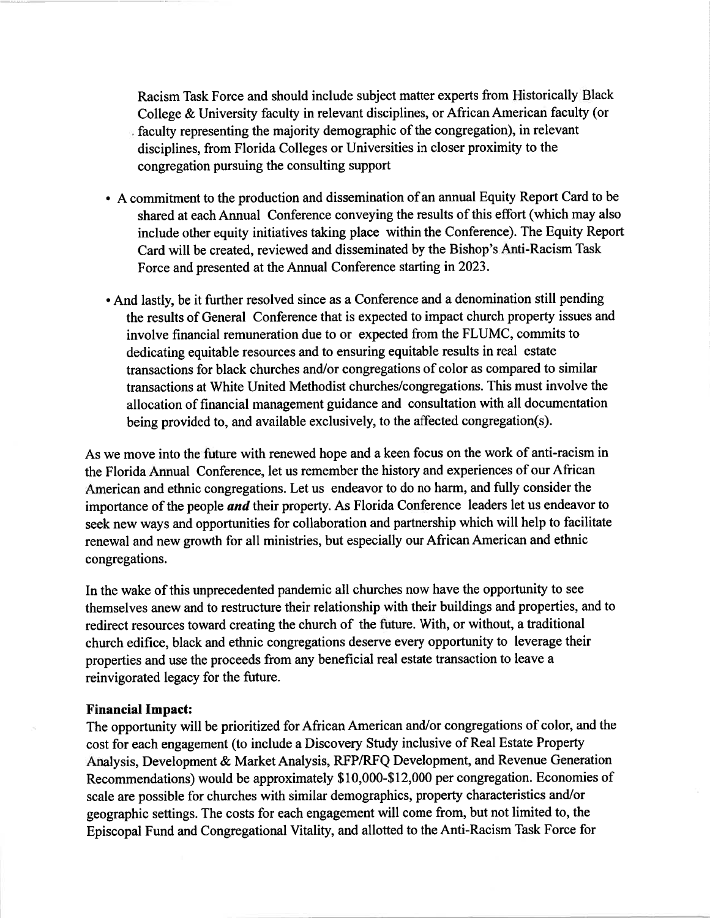Racism Task Force and should include subject matter experts from Historically Black College & University faculty in relevant disciplines, or African American faculty (or faculty representing the majority demographic of the congregation), in relevant disciplines, from Florida Colleges or Universities in closer proximity to the congregation pursuing the consulting support

- A commitment to the production and dissemination of an annual Equity Report Card to be shared at each Annual Conference conveying the results of this effort (which may also include other equity initiatives taking place within the Conference). The Equity Report Card will be created, reviewed and disseminated by the Bishop's Anti-Racism Task Force and presented at the Annual Conference starting in 2023.

- And lastly, be it further resolved since as a Conference and a denomination still pending the results of General Conference that is expected to impact church property issues and involve financial remuneration due to or expected from the FLUMC, commits to dedicating equitable resources and to ensuring equitable results in real estate transactions for black churches and/or congregations of color as compared to similar transactions at White United Methodist churches/congregations. This must involve the allocation of financial management guidance and consultation with all documentation being provided to, and available exclusively, to the affected congregation(s).

As we move into the future with renewed hope and a keen focus on the work of anti-racism in the Florida Annual Conference, let us remember the history and experiences of our African American and ethnic congregations. Let us endeavor to do no harm, and fully consider the importance of the people ***and*** their property. As Florida Conference leaders let us endeavor to seek new ways and opportunities for collaboration and partnership which will help to facilitate renewal and new growth for all ministries, but especially our African American and ethnic congregations.

In the wake of this unprecedented pandemic all churches now have the opportunity to see themselves anew and to restructure their relationship with their buildings and properties, and to redirect resources toward creating the church of the future. With, or without, a traditional church edifice, black and ethnic congregations deserve every opportunity to leverage their properties and use the proceeds from any beneficial real estate transaction to leave a reinvigorated legacy for the future.

**Financial Impact:**
The opportunity will be prioritized for African American and/or congregations of color, and the cost for each engagement (to include a Discovery Study inclusive of Real Estate Property Analysis, Development & Market Analysis, RFP/RFQ Development, and Revenue Generation Recommendations) would be approximately $10,000-$12,000 per congregation. Economies of scale are possible for churches with similar demographics, property characteristics and/or geographic settings. The costs for each engagement will come from, but not limited to, the Episcopal Fund and Congregational Vitality, and allotted to the Anti-Racism Task Force for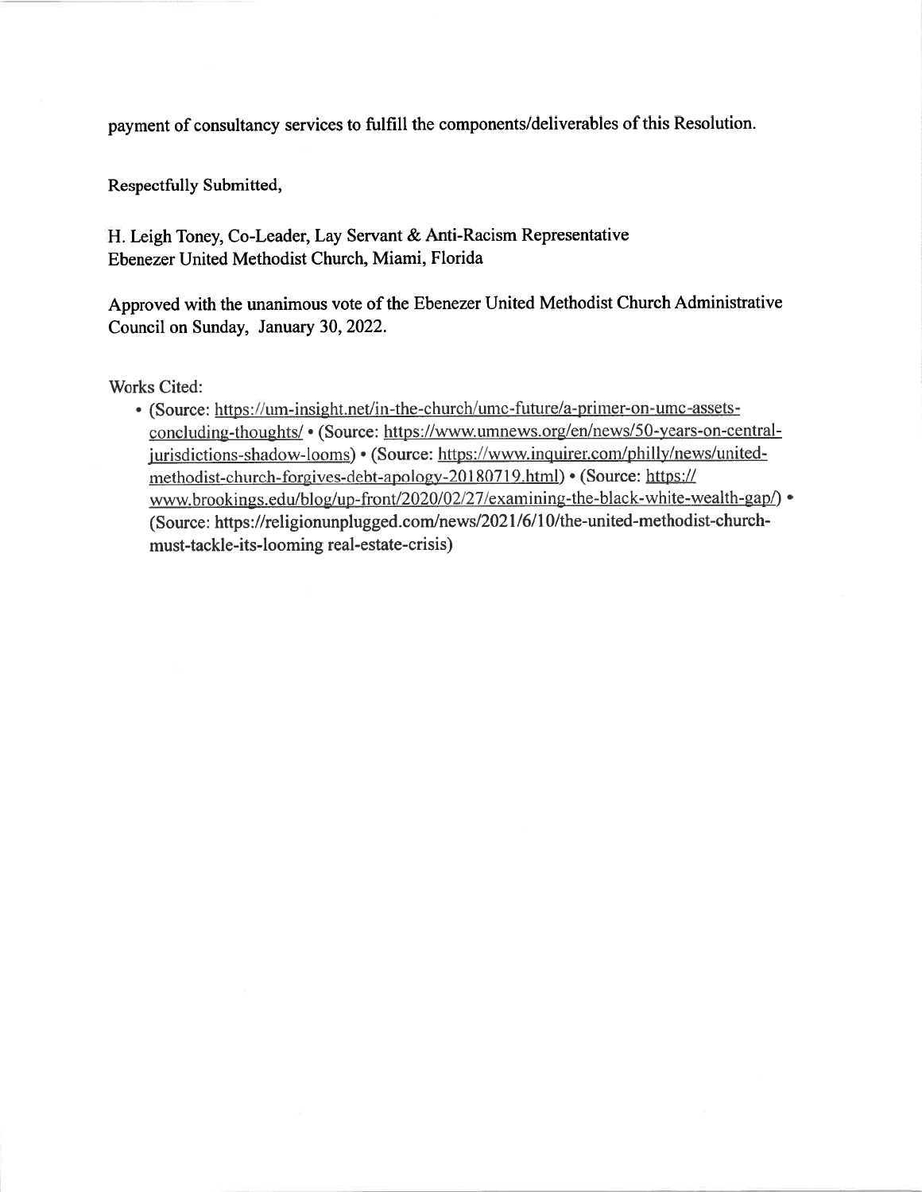payment of consultancy services to fulfill the components/deliverables of this Resolution.

Respectfully Submitted,

H. Leigh Toney, Co-Leader, Lay Servant & Anti-Racism Representative
Ebenezer United Methodist Church, Miami, Florida

Approved with the unanimous vote of the Ebenezer United Methodist Church Administrative Council on Sunday, January 30, 2022.

Works Cited:

- (Source: https://um-insight.net/in-the-church/umc-future/a-primer-on-umc-assets-concluding-thoughts/ • (Source: https://www.umnews.org/en/news/50-years-on-central-jurisdictions-shadow-looms) • (Source: https://www.inquirer.com/philly/news/united-methodist-church-forgives-debt-apology-20180719.html) • (Source: https://www.brookings.edu/blog/up-front/2020/02/27/examining-the-black-white-wealth-gap/) • (Source: https://religionunplugged.com/news/2021/6/10/the-united-methodist-church-must-tackle-its-looming real-estate-crisis)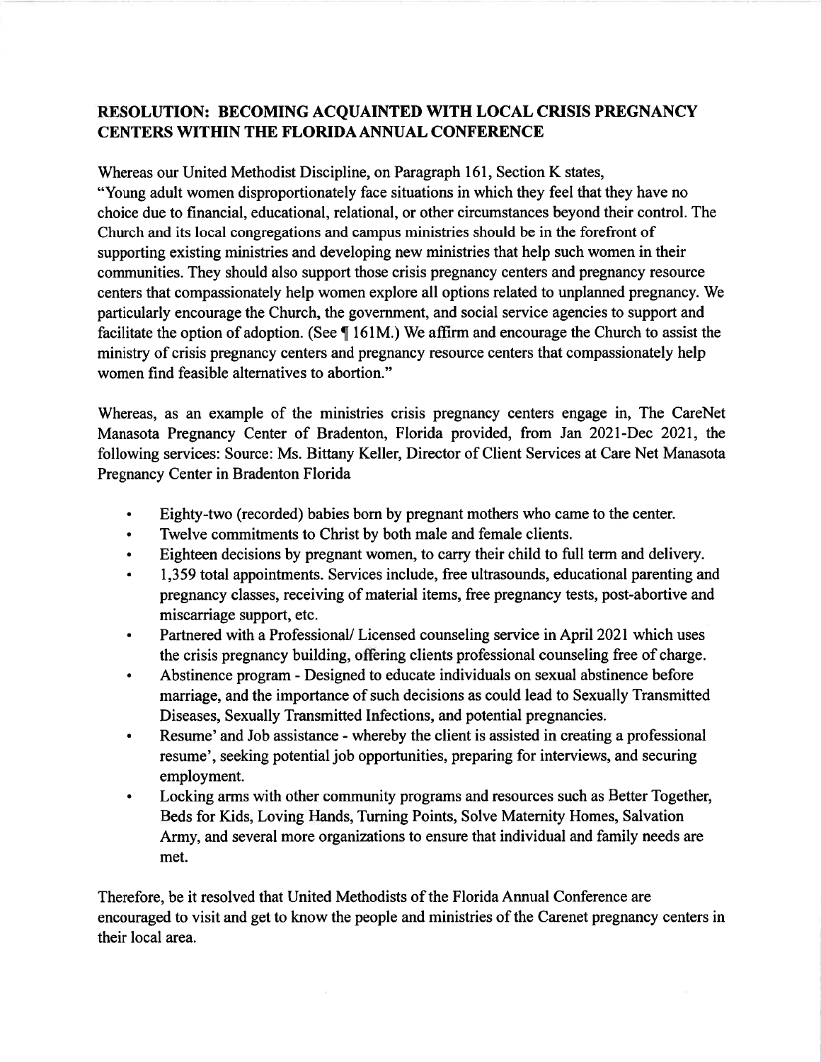## RESOLUTION: BECOMING ACQUAINTED WITH LOCAL CRISIS PREGNANCY CENTERS WITHIN THE FLORIDA ANNUAL CONFERENCE

Whereas our United Methodist Discipline, on Paragraph 161, Section K states,
"Young adult women disproportionately face situations in which they feel that they have no choice due to financial, educational, relational, or other circumstances beyond their control. The Church and its local congregations and campus ministries should be in the forefront of supporting existing ministries and developing new ministries that help such women in their communities. They should also support those crisis pregnancy centers and pregnancy resource centers that compassionately help women explore all options related to unplanned pregnancy. We particularly encourage the Church, the government, and social service agencies to support and facilitate the option of adoption. (See ¶ 161M.) We affirm and encourage the Church to assist the ministry of crisis pregnancy centers and pregnancy resource centers that compassionately help women find feasible alternatives to abortion."

Whereas, as an example of the ministries crisis pregnancy centers engage in, The CareNet Manasota Pregnancy Center of Bradenton, Florida provided, from Jan 2021-Dec 2021, the following services: Source: Ms. Bittany Keller, Director of Client Services at Care Net Manasota Pregnancy Center in Bradenton Florida

- Eighty-two (recorded) babies born by pregnant mothers who came to the center.
- Twelve commitments to Christ by both male and female clients.
- Eighteen decisions by pregnant women, to carry their child to full term and delivery.
- 1,359 total appointments. Services include, free ultrasounds, educational parenting and pregnancy classes, receiving of material items, free pregnancy tests, post-abortive and miscarriage support, etc.
- Partnered with a Professional/ Licensed counseling service in April 2021 which uses the crisis pregnancy building, offering clients professional counseling free of charge.
- Abstinence program - Designed to educate individuals on sexual abstinence before marriage, and the importance of such decisions as could lead to Sexually Transmitted Diseases, Sexually Transmitted Infections, and potential pregnancies.
- Resume' and Job assistance - whereby the client is assisted in creating a professional resume', seeking potential job opportunities, preparing for interviews, and securing employment.
- Locking arms with other community programs and resources such as Better Together, Beds for Kids, Loving Hands, Turning Points, Solve Maternity Homes, Salvation Army, and several more organizations to ensure that individual and family needs are met.

Therefore, be it resolved that United Methodists of the Florida Annual Conference are encouraged to visit and get to know the people and ministries of the Carenet pregnancy centers in their local area.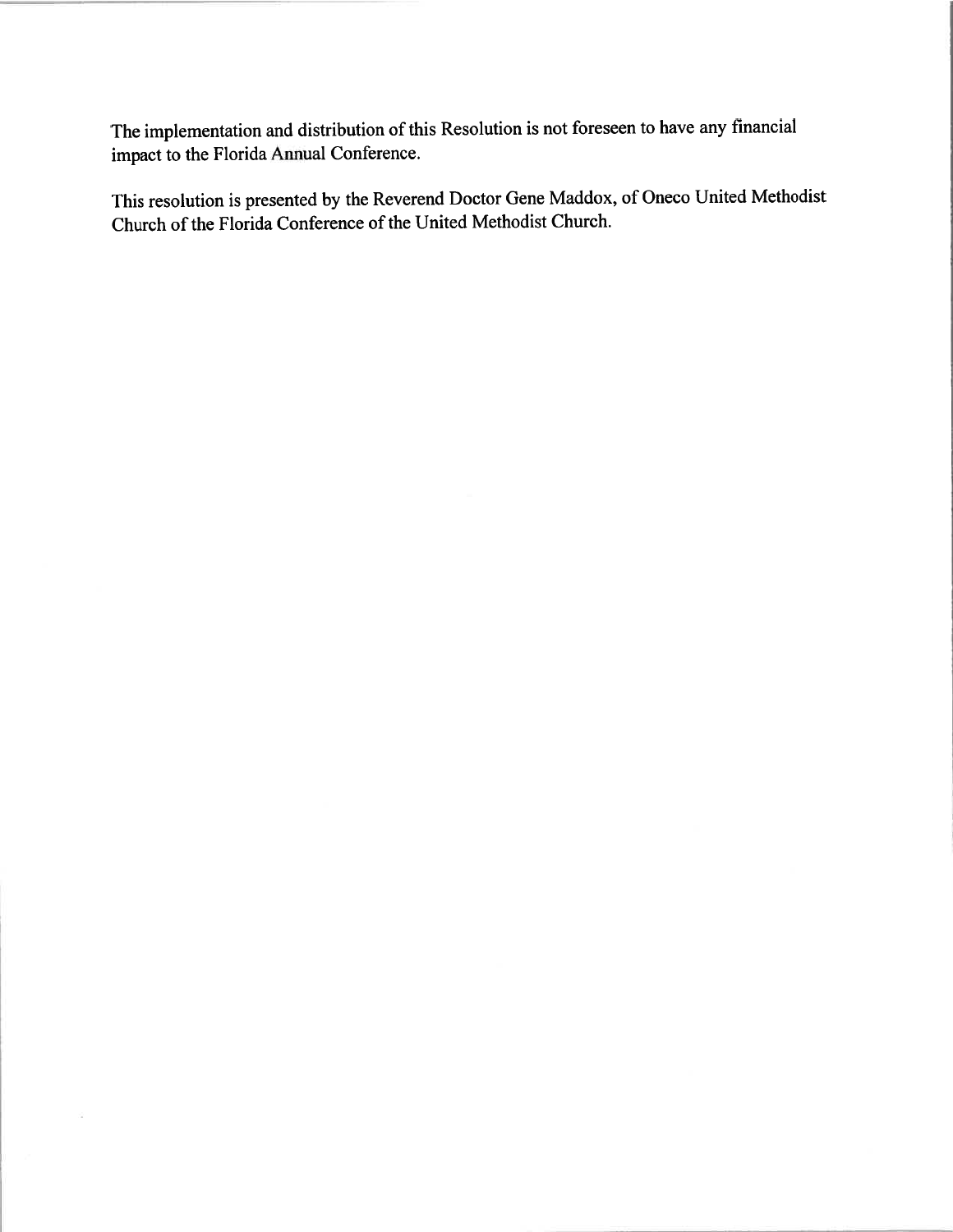The implementation and distribution of this Resolution is not foreseen to have any financial impact to the Florida Annual Conference.

This resolution is presented by the Reverend Doctor Gene Maddox, of Oneco United Methodist Church of the Florida Conference of the United Methodist Church.